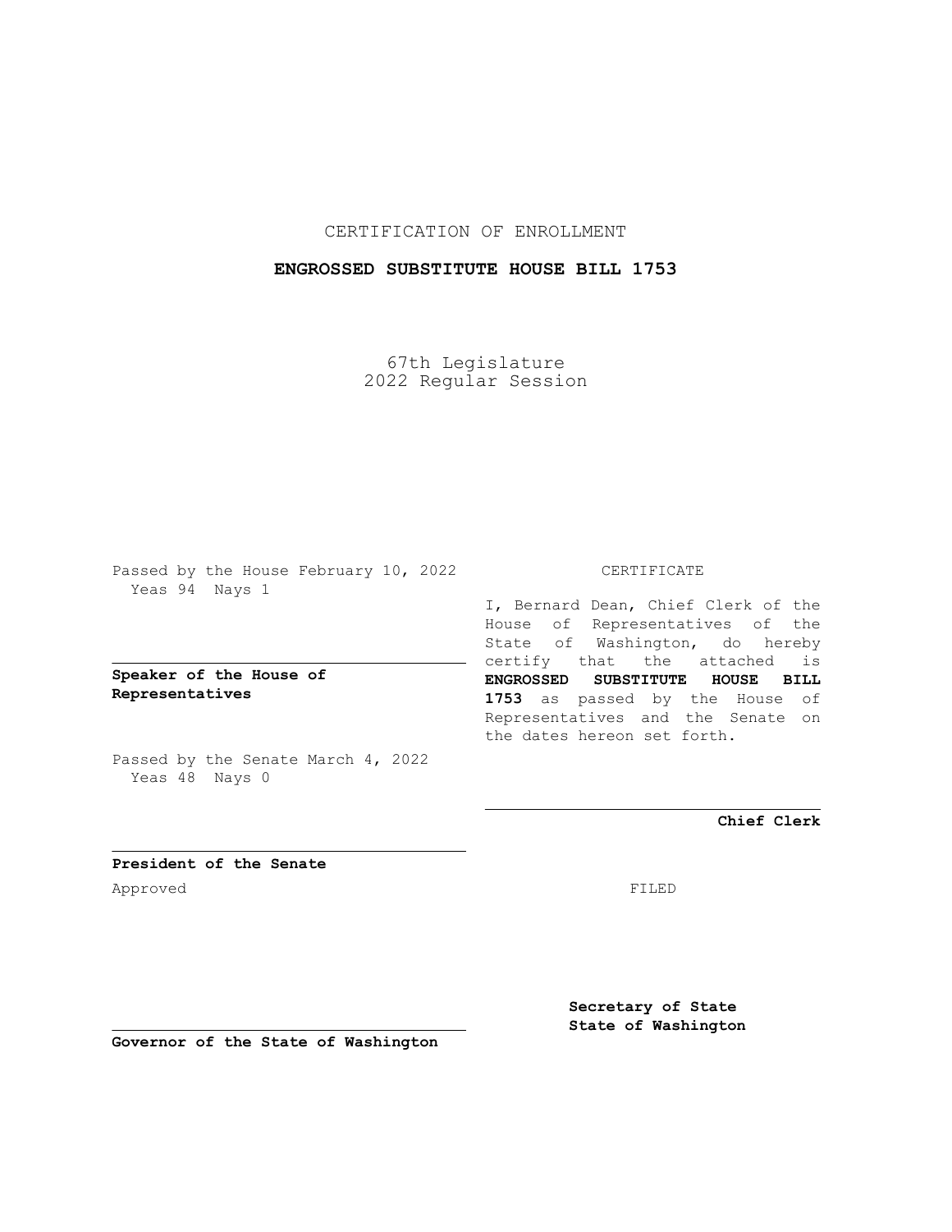CERTIFICATION OF ENROLLMENT

**ENGROSSED SUBSTITUTE HOUSE BILL 1753**

67th Legislature
2022 Regular Session

Passed by the House February 10, 2022
Yeas 94 Nays 1

**Speaker of the House of Representatives**

Passed by the Senate March 4, 2022
Yeas 48 Nays 0

**President of the Senate**

Approved

**Governor of the State of Washington**

CERTIFICATE

I, Bernard Dean, Chief Clerk of the House of Representatives of the State of Washington, do hereby certify that the attached is **ENGROSSED SUBSTITUTE HOUSE BILL 1753** as passed by the House of Representatives and the Senate on the dates hereon set forth.

**Chief Clerk**

FILED

**Secretary of State**
**State of Washington**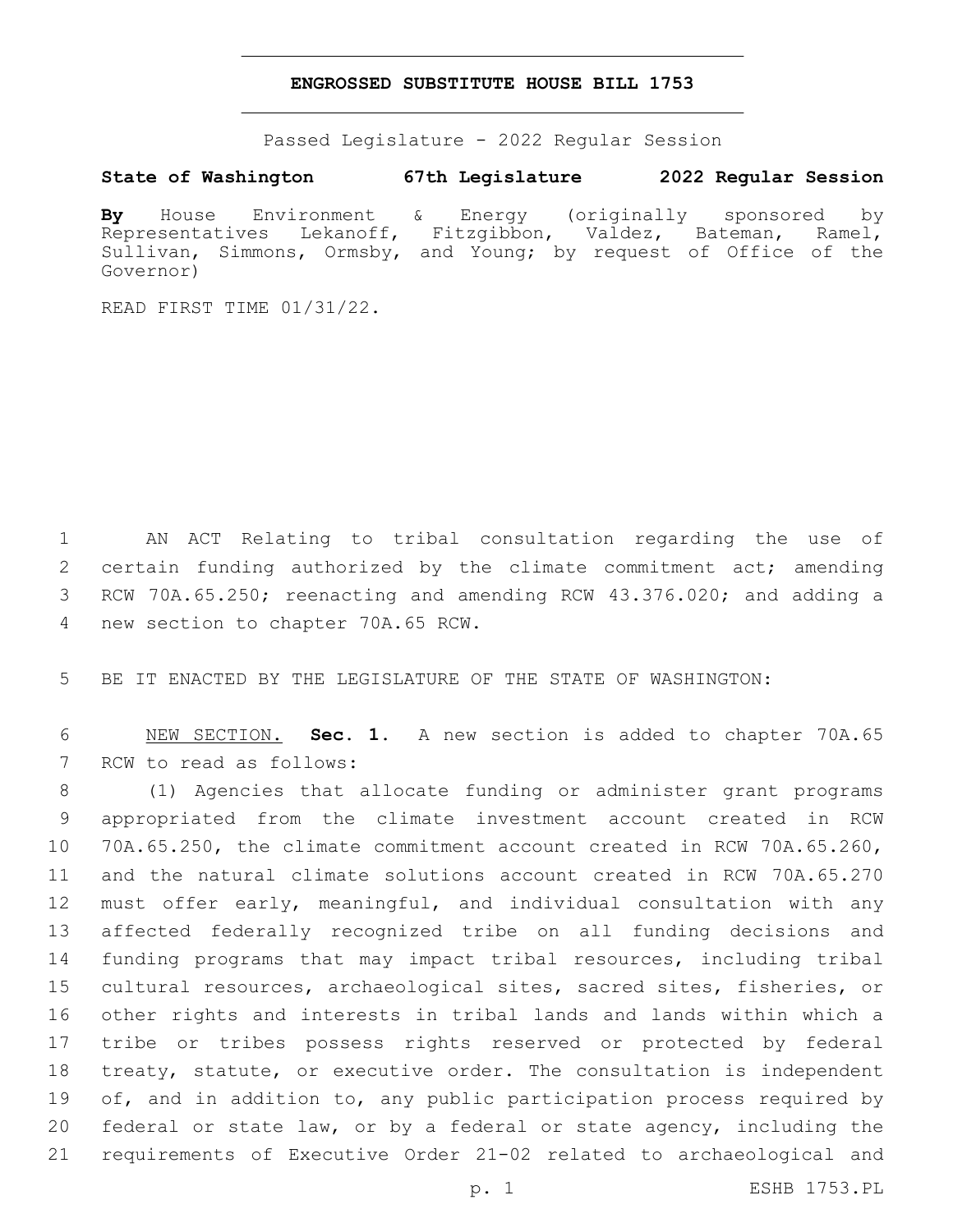**ENGROSSED SUBSTITUTE HOUSE BILL 1753**

Passed Legislature - 2022 Regular Session

**State of Washington 67th Legislature 2022 Regular Session**

**By** House Environment & Energy (originally sponsored by Representatives Lekanoff, Fitzgibbon, Valdez, Bateman, Ramel, Sullivan, Simmons, Ormsby, and Young; by request of Office of the Governor)

READ FIRST TIME 01/31/22.

AN ACT Relating to tribal consultation regarding the use of certain funding authorized by the climate commitment act; amending RCW 70A.65.250; reenacting and amending RCW 43.376.020; and adding a new section to chapter 70A.65 RCW.

BE IT ENACTED BY THE LEGISLATURE OF THE STATE OF WASHINGTON:

NEW SECTION. **Sec. 1.** A new section is added to chapter 70A.65 RCW to read as follows:

(1) Agencies that allocate funding or administer grant programs appropriated from the climate investment account created in RCW 70A.65.250, the climate commitment account created in RCW 70A.65.260, and the natural climate solutions account created in RCW 70A.65.270 must offer early, meaningful, and individual consultation with any affected federally recognized tribe on all funding decisions and funding programs that may impact tribal resources, including tribal cultural resources, archaeological sites, sacred sites, fisheries, or other rights and interests in tribal lands and lands within which a tribe or tribes possess rights reserved or protected by federal treaty, statute, or executive order. The consultation is independent of, and in addition to, any public participation process required by federal or state law, or by a federal or state agency, including the requirements of Executive Order 21-02 related to archaeological and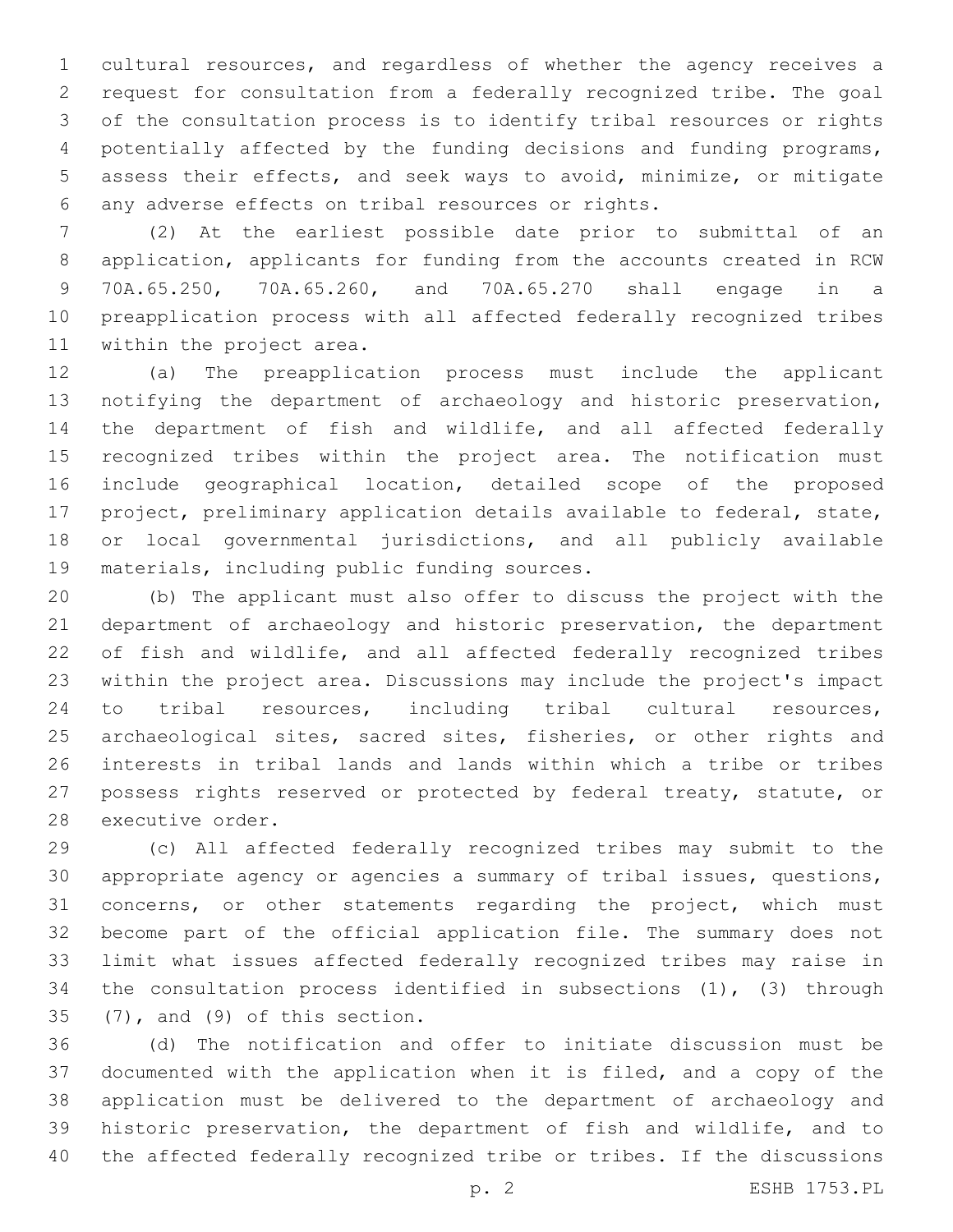cultural resources, and regardless of whether the agency receives a request for consultation from a federally recognized tribe. The goal of the consultation process is to identify tribal resources or rights potentially affected by the funding decisions and funding programs, assess their effects, and seek ways to avoid, minimize, or mitigate any adverse effects on tribal resources or rights.

(2) At the earliest possible date prior to submittal of an application, applicants for funding from the accounts created in RCW 70A.65.250, 70A.65.260, and 70A.65.270 shall engage in a preapplication process with all affected federally recognized tribes within the project area.

(a) The preapplication process must include the applicant notifying the department of archaeology and historic preservation, the department of fish and wildlife, and all affected federally recognized tribes within the project area. The notification must include geographical location, detailed scope of the proposed project, preliminary application details available to federal, state, or local governmental jurisdictions, and all publicly available materials, including public funding sources.

(b) The applicant must also offer to discuss the project with the department of archaeology and historic preservation, the department of fish and wildlife, and all affected federally recognized tribes within the project area. Discussions may include the project's impact to tribal resources, including tribal cultural resources, archaeological sites, sacred sites, fisheries, or other rights and interests in tribal lands and lands within which a tribe or tribes possess rights reserved or protected by federal treaty, statute, or executive order.

(c) All affected federally recognized tribes may submit to the appropriate agency or agencies a summary of tribal issues, questions, concerns, or other statements regarding the project, which must become part of the official application file. The summary does not limit what issues affected federally recognized tribes may raise in the consultation process identified in subsections (1), (3) through (7), and (9) of this section.

(d) The notification and offer to initiate discussion must be documented with the application when it is filed, and a copy of the application must be delivered to the department of archaeology and historic preservation, the department of fish and wildlife, and to the affected federally recognized tribe or tribes. If the discussions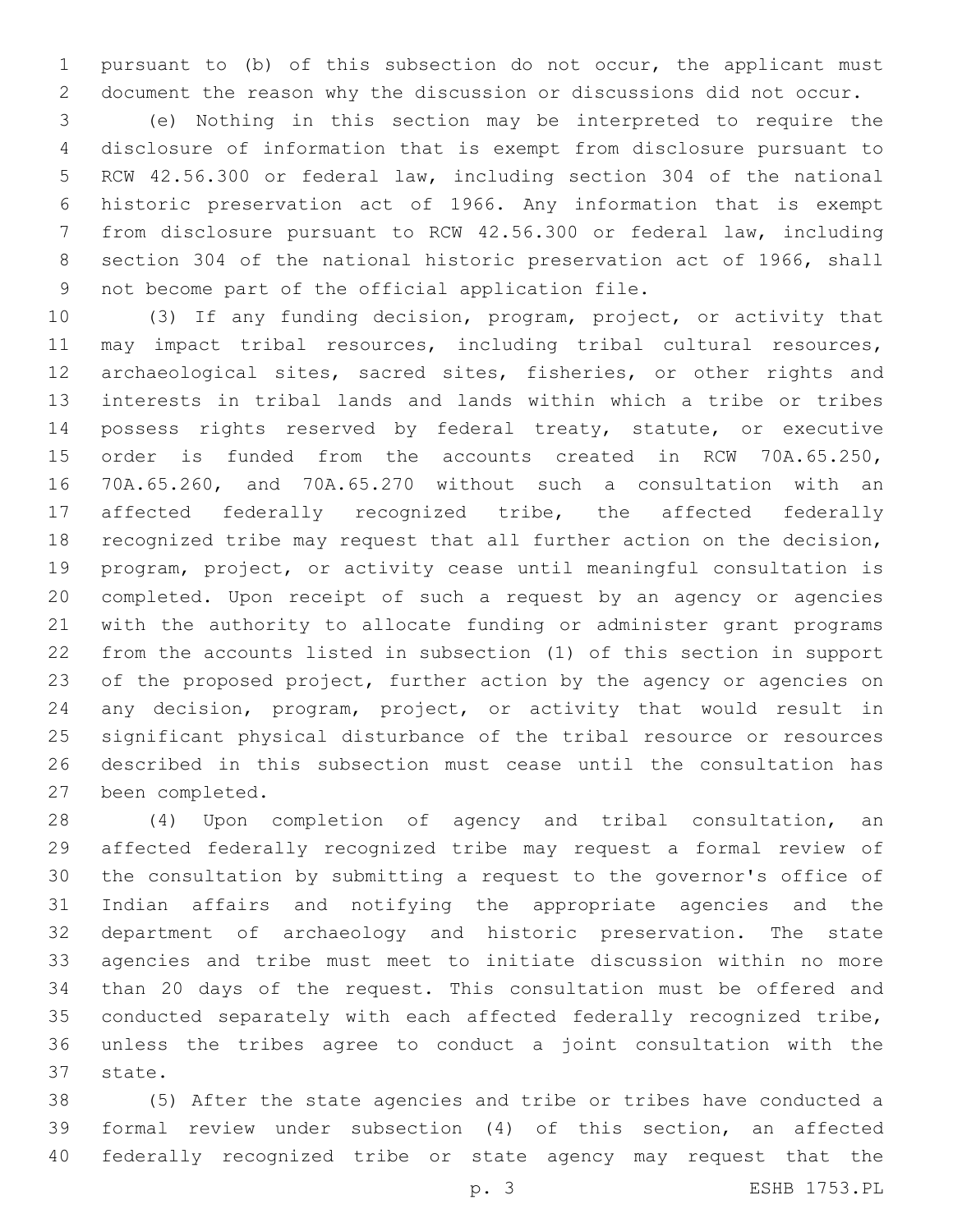pursuant to (b) of this subsection do not occur, the applicant must document the reason why the discussion or discussions did not occur.

(e) Nothing in this section may be interpreted to require the disclosure of information that is exempt from disclosure pursuant to RCW 42.56.300 or federal law, including section 304 of the national historic preservation act of 1966. Any information that is exempt from disclosure pursuant to RCW 42.56.300 or federal law, including section 304 of the national historic preservation act of 1966, shall not become part of the official application file.

(3) If any funding decision, program, project, or activity that may impact tribal resources, including tribal cultural resources, archaeological sites, sacred sites, fisheries, or other rights and interests in tribal lands and lands within which a tribe or tribes possess rights reserved by federal treaty, statute, or executive order is funded from the accounts created in RCW 70A.65.250, 70A.65.260, and 70A.65.270 without such a consultation with an affected federally recognized tribe, the affected federally recognized tribe may request that all further action on the decision, program, project, or activity cease until meaningful consultation is completed. Upon receipt of such a request by an agency or agencies with the authority to allocate funding or administer grant programs from the accounts listed in subsection (1) of this section in support of the proposed project, further action by the agency or agencies on any decision, program, project, or activity that would result in significant physical disturbance of the tribal resource or resources described in this subsection must cease until the consultation has been completed.

(4) Upon completion of agency and tribal consultation, an affected federally recognized tribe may request a formal review of the consultation by submitting a request to the governor's office of Indian affairs and notifying the appropriate agencies and the department of archaeology and historic preservation. The state agencies and tribe must meet to initiate discussion within no more than 20 days of the request. This consultation must be offered and conducted separately with each affected federally recognized tribe, unless the tribes agree to conduct a joint consultation with the state.

(5) After the state agencies and tribe or tribes have conducted a formal review under subsection (4) of this section, an affected federally recognized tribe or state agency may request that the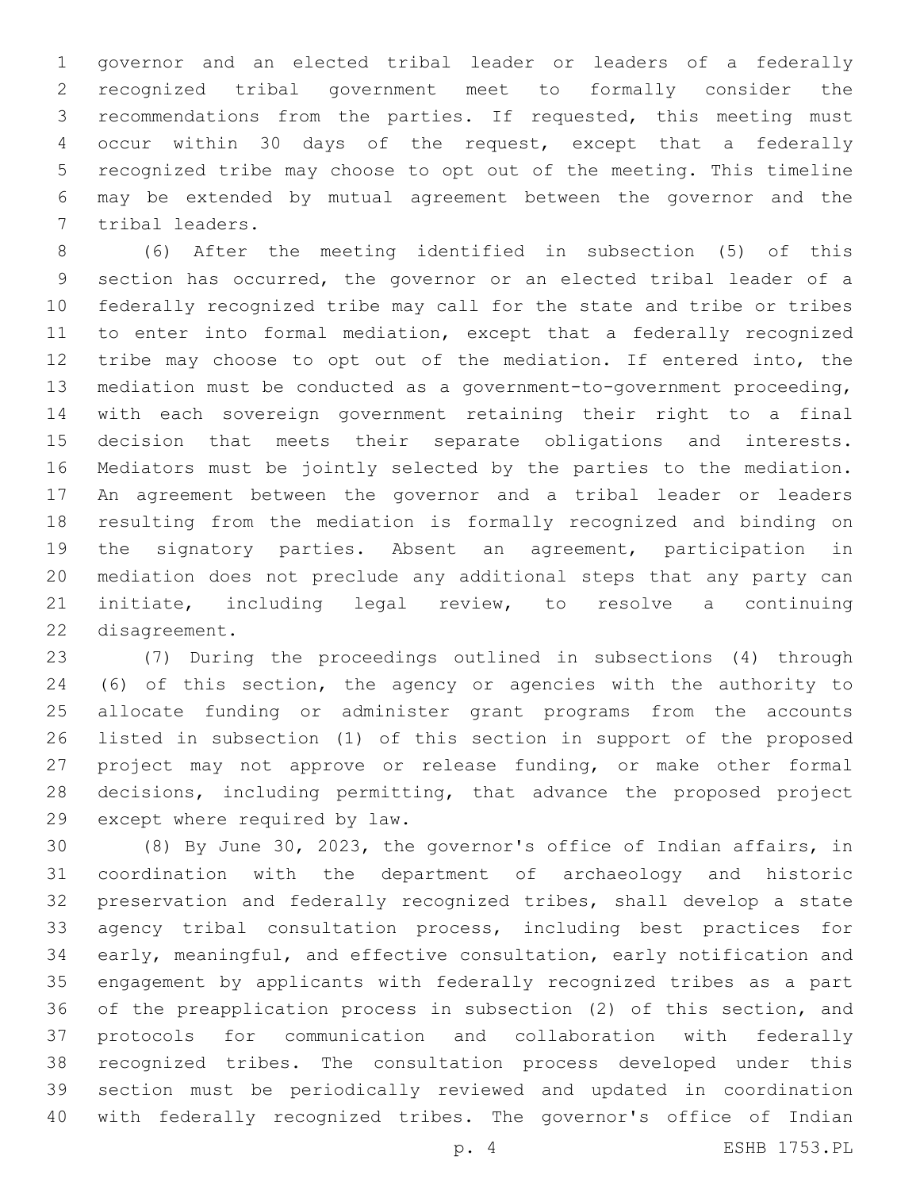governor and an elected tribal leader or leaders of a federally recognized tribal government meet to formally consider the recommendations from the parties. If requested, this meeting must occur within 30 days of the request, except that a federally recognized tribe may choose to opt out of the meeting. This timeline may be extended by mutual agreement between the governor and the tribal leaders.

(6) After the meeting identified in subsection (5) of this section has occurred, the governor or an elected tribal leader of a federally recognized tribe may call for the state and tribe or tribes to enter into formal mediation, except that a federally recognized tribe may choose to opt out of the mediation. If entered into, the mediation must be conducted as a government-to-government proceeding, with each sovereign government retaining their right to a final decision that meets their separate obligations and interests. Mediators must be jointly selected by the parties to the mediation. An agreement between the governor and a tribal leader or leaders resulting from the mediation is formally recognized and binding on the signatory parties. Absent an agreement, participation in mediation does not preclude any additional steps that any party can initiate, including legal review, to resolve a continuing disagreement.

(7) During the proceedings outlined in subsections (4) through (6) of this section, the agency or agencies with the authority to allocate funding or administer grant programs from the accounts listed in subsection (1) of this section in support of the proposed project may not approve or release funding, or make other formal decisions, including permitting, that advance the proposed project except where required by law.

(8) By June 30, 2023, the governor's office of Indian affairs, in coordination with the department of archaeology and historic preservation and federally recognized tribes, shall develop a state agency tribal consultation process, including best practices for early, meaningful, and effective consultation, early notification and engagement by applicants with federally recognized tribes as a part of the preapplication process in subsection (2) of this section, and protocols for communication and collaboration with federally recognized tribes. The consultation process developed under this section must be periodically reviewed and updated in coordination with federally recognized tribes. The governor's office of Indian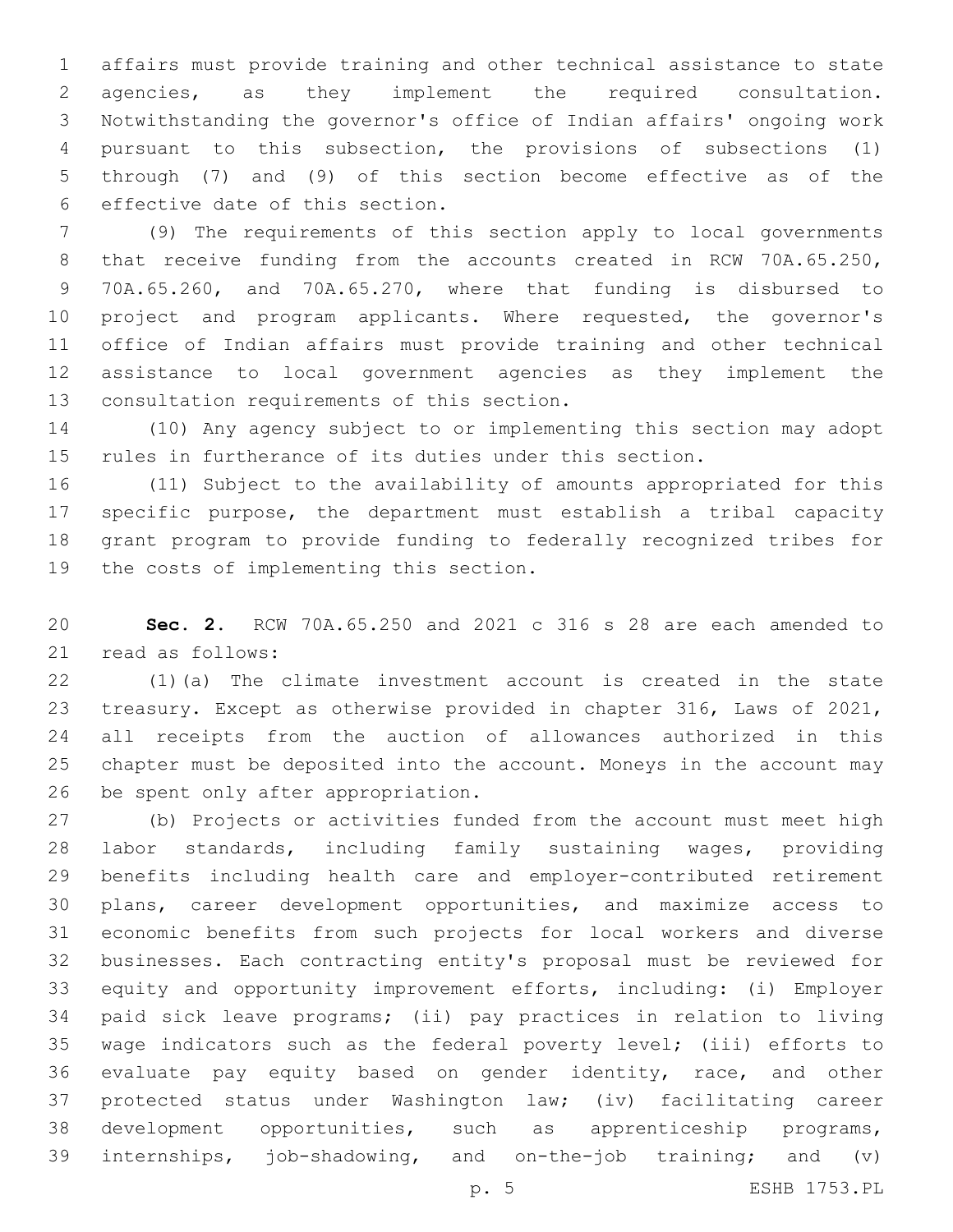affairs must provide training and other technical assistance to state agencies, as they implement the required consultation. Notwithstanding the governor's office of Indian affairs' ongoing work pursuant to this subsection, the provisions of subsections (1) through (7) and (9) of this section become effective as of the effective date of this section.

(9) The requirements of this section apply to local governments that receive funding from the accounts created in RCW 70A.65.250, 70A.65.260, and 70A.65.270, where that funding is disbursed to project and program applicants. Where requested, the governor's office of Indian affairs must provide training and other technical assistance to local government agencies as they implement the consultation requirements of this section.

(10) Any agency subject to or implementing this section may adopt rules in furtherance of its duties under this section.

(11) Subject to the availability of amounts appropriated for this specific purpose, the department must establish a tribal capacity grant program to provide funding to federally recognized tribes for the costs of implementing this section.

**Sec. 2.** RCW 70A.65.250 and 2021 c 316 s 28 are each amended to read as follows:

(1)(a) The climate investment account is created in the state treasury. Except as otherwise provided in chapter 316, Laws of 2021, all receipts from the auction of allowances authorized in this chapter must be deposited into the account. Moneys in the account may be spent only after appropriation.

(b) Projects or activities funded from the account must meet high labor standards, including family sustaining wages, providing benefits including health care and employer-contributed retirement plans, career development opportunities, and maximize access to economic benefits from such projects for local workers and diverse businesses. Each contracting entity's proposal must be reviewed for equity and opportunity improvement efforts, including: (i) Employer paid sick leave programs; (ii) pay practices in relation to living wage indicators such as the federal poverty level; (iii) efforts to evaluate pay equity based on gender identity, race, and other protected status under Washington law; (iv) facilitating career development opportunities, such as apprenticeship programs, internships, job-shadowing, and on-the-job training; and (v)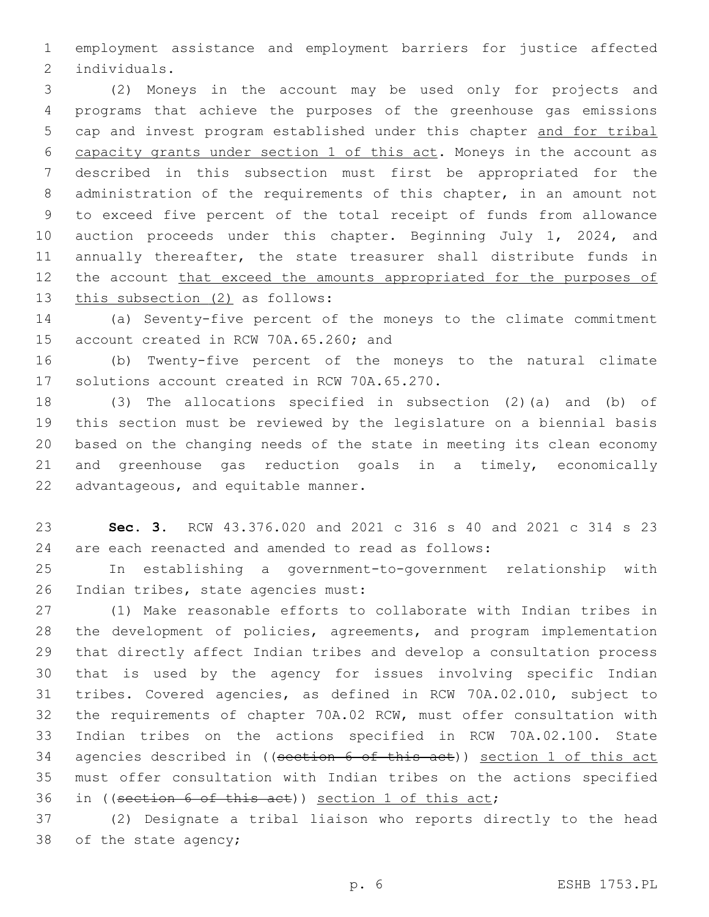employment assistance and employment barriers for justice affected individuals.

(2) Moneys in the account may be used only for projects and programs that achieve the purposes of the greenhouse gas emissions cap and invest program established under this chapter <u>and for tribal capacity grants under section 1 of this act</u>. Moneys in the account as described in this subsection must first be appropriated for the administration of the requirements of this chapter, in an amount not to exceed five percent of the total receipt of funds from allowance auction proceeds under this chapter. Beginning July 1, 2024, and annually thereafter, the state treasurer shall distribute funds in the account <u>that exceed the amounts appropriated for the purposes of this subsection (2)</u> as follows:

(a) Seventy-five percent of the moneys to the climate commitment account created in RCW 70A.65.260; and

(b) Twenty-five percent of the moneys to the natural climate solutions account created in RCW 70A.65.270.

(3) The allocations specified in subsection (2)(a) and (b) of this section must be reviewed by the legislature on a biennial basis based on the changing needs of the state in meeting its clean economy and greenhouse gas reduction goals in a timely, economically advantageous, and equitable manner.

**Sec. 3.** RCW 43.376.020 and 2021 c 316 s 40 and 2021 c 314 s 23 are each reenacted and amended to read as follows:

In establishing a government-to-government relationship with Indian tribes, state agencies must:

(1) Make reasonable efforts to collaborate with Indian tribes in the development of policies, agreements, and program implementation that directly affect Indian tribes and develop a consultation process that is used by the agency for issues involving specific Indian tribes. Covered agencies, as defined in RCW 70A.02.010, subject to the requirements of chapter 70A.02 RCW, must offer consultation with Indian tribes on the actions specified in RCW 70A.02.100. State agencies described in ((~~section 6 of this act~~)) <u>section 1 of this act</u> must offer consultation with Indian tribes on the actions specified in ((~~section 6 of this act~~)) <u>section 1 of this act</u>;

(2) Designate a tribal liaison who reports directly to the head of the state agency;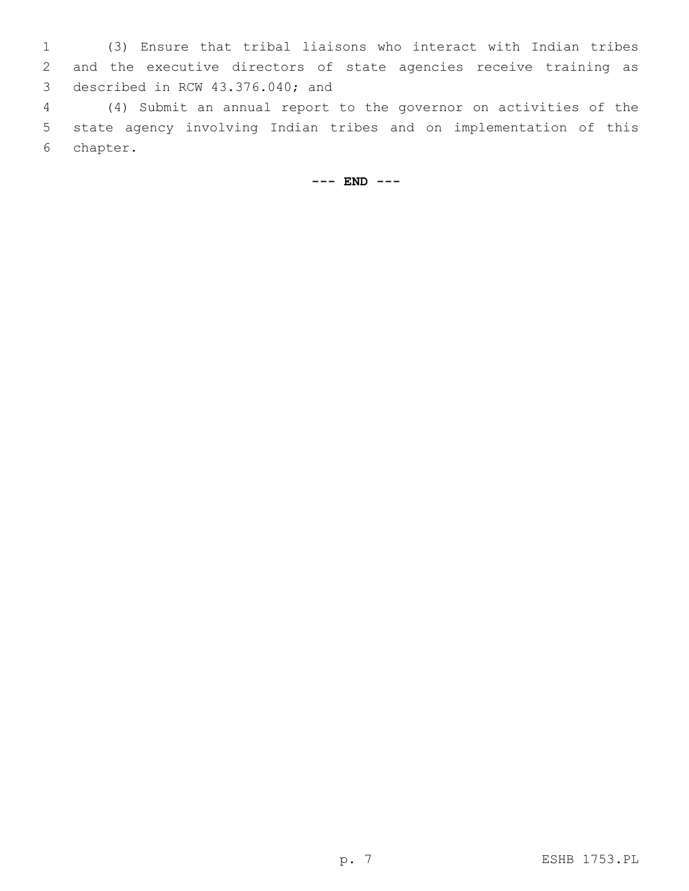(3) Ensure that tribal liaisons who interact with Indian tribes and the executive directors of state agencies receive training as described in RCW 43.376.040; and

(4) Submit an annual report to the governor on activities of the state agency involving Indian tribes and on implementation of this chapter.

**--- END ---**